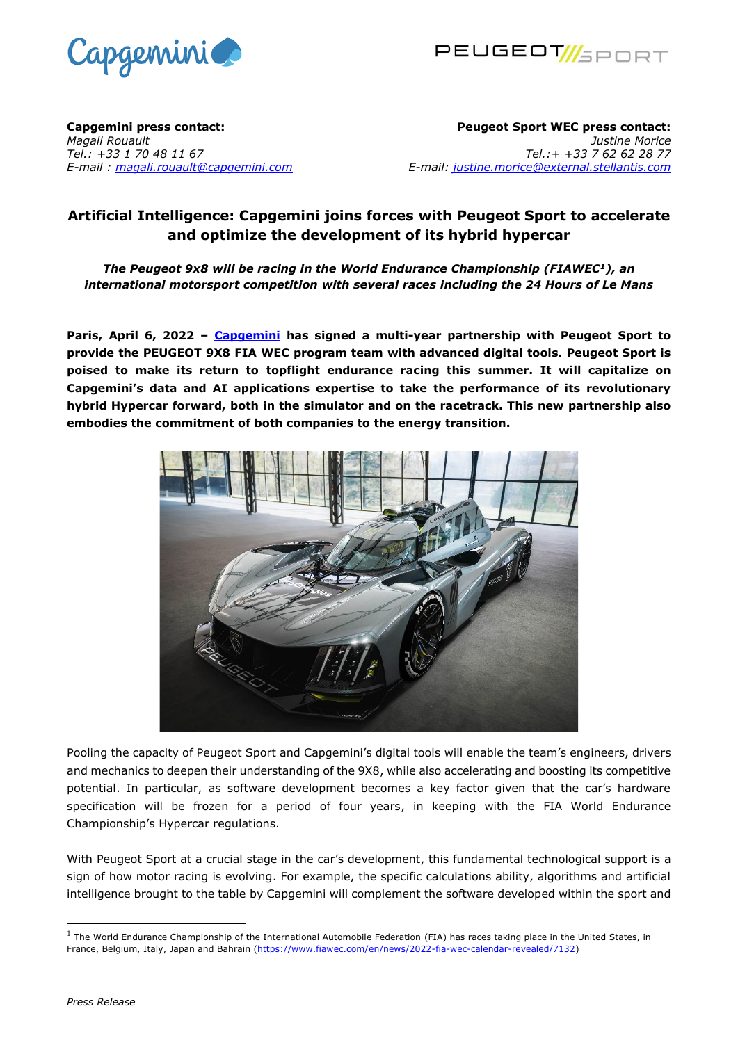**Capgemini press contact:**
*Magali Rouault*
*Tel.: +33 1 70 48 11 67*
*E-mail : magali.rouault@capgemini.com*

**Peugeot Sport WEC press contact:**
*Justine Morice*
*Tel.:+ +33 7 62 62 28 77*
*E-mail: justine.morice@external.stellantis.com*

# Artificial Intelligence: Capgemini joins forces with Peugeot Sport to accelerate and optimize the development of its hybrid hypercar

***The Peugeot 9x8 will be racing in the World Endurance Championship (FIAWEC[1]), an international motorsport competition with several races including the 24 Hours of Le Mans***

**Paris, April 6, 2022 – Capgemini has signed a multi-year partnership with Peugeot Sport to provide the PEUGEOT 9X8 FIA WEC program team with advanced digital tools. Peugeot Sport is poised to make its return to topflight endurance racing this summer. It will capitalize on Capgemini's data and AI applications expertise to take the performance of its revolutionary hybrid Hypercar forward, both in the simulator and on the racetrack. This new partnership also embodies the commitment of both companies to the energy transition.**

Pooling the capacity of Peugeot Sport and Capgemini's digital tools will enable the team's engineers, drivers and mechanics to deepen their understanding of the 9X8, while also accelerating and boosting its competitive potential. In particular, as software development becomes a key factor given that the car's hardware specification will be frozen for a period of four years, in keeping with the FIA World Endurance Championship's Hypercar regulations.

With Peugeot Sport at a crucial stage in the car's development, this fundamental technological support is a sign of how motor racing is evolving. For example, the specific calculations ability, algorithms and artificial intelligence brought to the table by Capgemini will complement the software developed within the sport and

[1] The World Endurance Championship of the International Automobile Federation (FIA) has races taking place in the United States, in France, Belgium, Italy, Japan and Bahrain (https://www.fiawec.com/en/news/2022-fia-wec-calendar-revealed/7132)

*Press Release*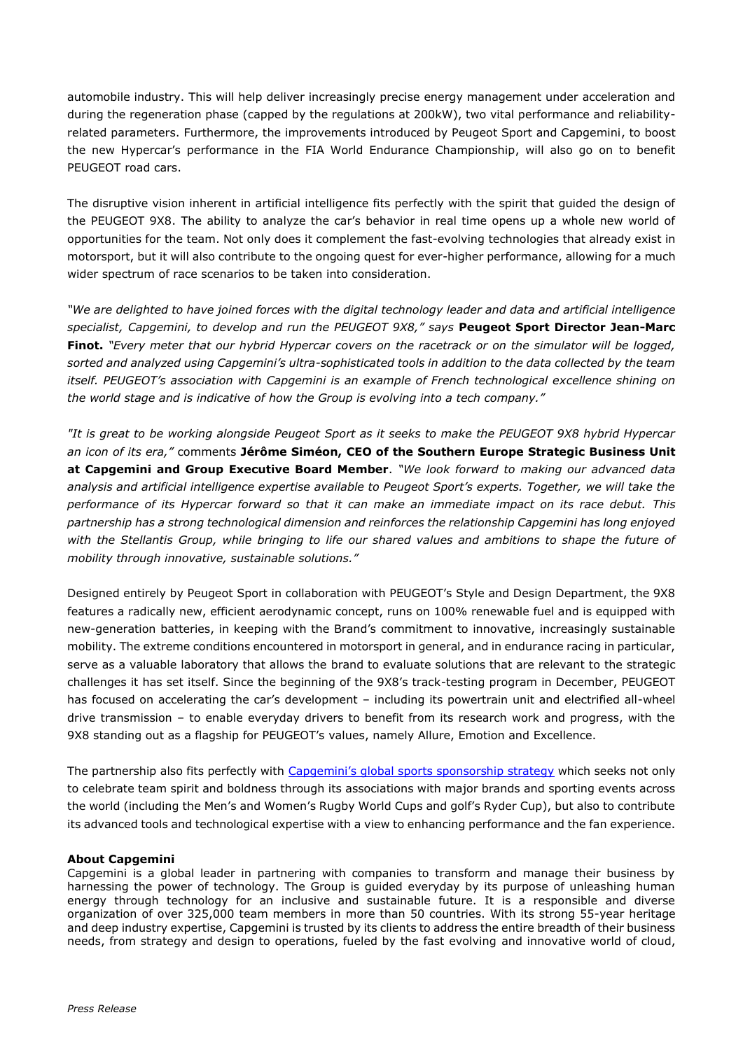automobile industry. This will help deliver increasingly precise energy management under acceleration and during the regeneration phase (capped by the regulations at 200kW), two vital performance and reliability-related parameters. Furthermore, the improvements introduced by Peugeot Sport and Capgemini, to boost the new Hypercar's performance in the FIA World Endurance Championship, will also go on to benefit PEUGEOT road cars.

The disruptive vision inherent in artificial intelligence fits perfectly with the spirit that guided the design of the PEUGEOT 9X8. The ability to analyze the car's behavior in real time opens up a whole new world of opportunities for the team. Not only does it complement the fast-evolving technologies that already exist in motorsport, but it will also contribute to the ongoing quest for ever-higher performance, allowing for a much wider spectrum of race scenarios to be taken into consideration.

*"We are delighted to have joined forces with the digital technology leader and data and artificial intelligence specialist, Capgemini, to develop and run the PEUGEOT 9X8," says* **Peugeot Sport Director Jean-Marc Finot.** *"Every meter that our hybrid Hypercar covers on the racetrack or on the simulator will be logged, sorted and analyzed using Capgemini's ultra-sophisticated tools in addition to the data collected by the team itself. PEUGEOT's association with Capgemini is an example of French technological excellence shining on the world stage and is indicative of how the Group is evolving into a tech company."*

*"It is great to be working alongside Peugeot Sport as it seeks to make the PEUGEOT 9X8 hybrid Hypercar an icon of its era,"* comments **Jérôme Siméon, CEO of the Southern Europe Strategic Business Unit at Capgemini and Group Executive Board Member**. *"We look forward to making our advanced data analysis and artificial intelligence expertise available to Peugeot Sport's experts. Together, we will take the performance of its Hypercar forward so that it can make an immediate impact on its race debut. This partnership has a strong technological dimension and reinforces the relationship Capgemini has long enjoyed with the Stellantis Group, while bringing to life our shared values and ambitions to shape the future of mobility through innovative, sustainable solutions."*

Designed entirely by Peugeot Sport in collaboration with PEUGEOT's Style and Design Department, the 9X8 features a radically new, efficient aerodynamic concept, runs on 100% renewable fuel and is equipped with new-generation batteries, in keeping with the Brand's commitment to innovative, increasingly sustainable mobility. The extreme conditions encountered in motorsport in general, and in endurance racing in particular, serve as a valuable laboratory that allows the brand to evaluate solutions that are relevant to the strategic challenges it has set itself. Since the beginning of the 9X8's track-testing program in December, PEUGEOT has focused on accelerating the car's development – including its powertrain unit and electrified all-wheel drive transmission – to enable everyday drivers to benefit from its research work and progress, with the 9X8 standing out as a flagship for PEUGEOT's values, namely Allure, Emotion and Excellence.

The partnership also fits perfectly with Capgemini's global sports sponsorship strategy which seeks not only to celebrate team spirit and boldness through its associations with major brands and sporting events across the world (including the Men's and Women's Rugby World Cups and golf's Ryder Cup), but also to contribute its advanced tools and technological expertise with a view to enhancing performance and the fan experience.

**About Capgemini**

Capgemini is a global leader in partnering with companies to transform and manage their business by harnessing the power of technology. The Group is guided everyday by its purpose of unleashing human energy through technology for an inclusive and sustainable future. It is a responsible and diverse organization of over 325,000 team members in more than 50 countries. With its strong 55-year heritage and deep industry expertise, Capgemini is trusted by its clients to address the entire breadth of their business needs, from strategy and design to operations, fueled by the fast evolving and innovative world of cloud,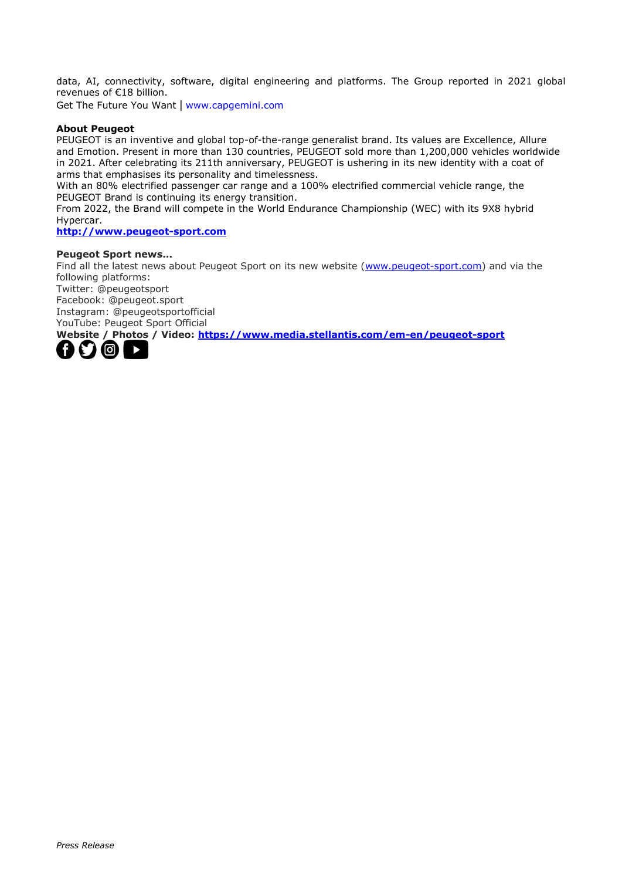data, AI, connectivity, software, digital engineering and platforms. The Group reported in 2021 global revenues of €18 billion.
Get The Future You Want | www.capgemini.com

**About Peugeot**
PEUGEOT is an inventive and global top-of-the-range generalist brand. Its values are Excellence, Allure and Emotion. Present in more than 130 countries, PEUGEOT sold more than 1,200,000 vehicles worldwide in 2021. After celebrating its 211th anniversary, PEUGEOT is ushering in its new identity with a coat of arms that emphasises its personality and timelessness.
With an 80% electrified passenger car range and a 100% electrified commercial vehicle range, the PEUGEOT Brand is continuing its energy transition.
From 2022, the Brand will compete in the World Endurance Championship (WEC) with its 9X8 hybrid Hypercar.
**http://www.peugeot-sport.com**

**Peugeot Sport news…**
Find all the latest news about Peugeot Sport on its new website (www.peugeot-sport.com) and via the following platforms:
Twitter: @peugeotsport
Facebook: @peugeot.sport
Instagram: @peugeotsportofficial
YouTube: Peugeot Sport Official
**Website / Photos / Video: https://www.media.stellantis.com/em-en/peugeot-sport**